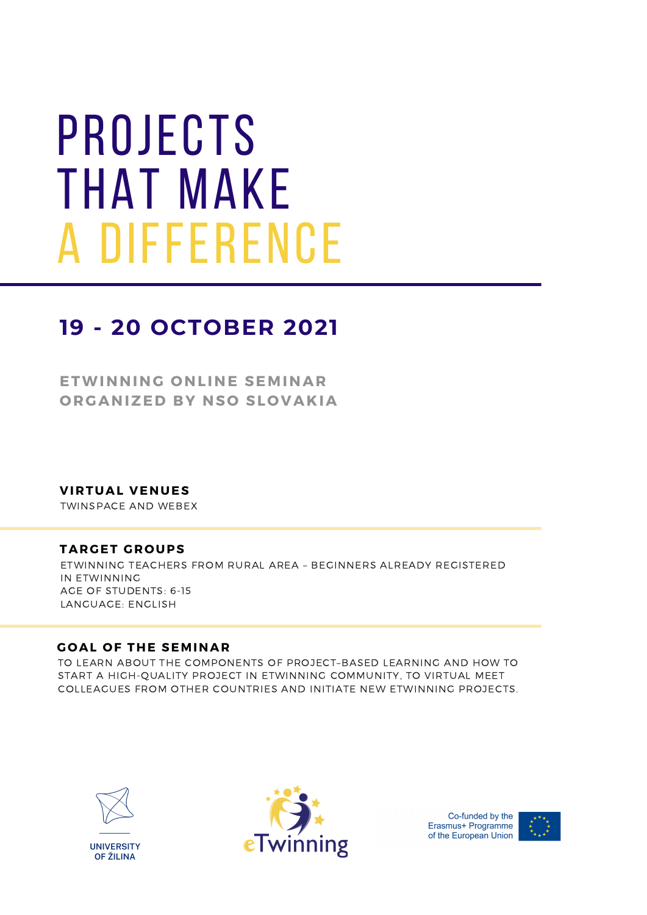# PROJECTS THAT MAKE A DIFFERENCE

## 19 - 20 OCTOBER 2021

**ETWINNING ONLINE SEMINAR**
**ORGANIZED BY NSO SLOVAKIA**

### VIRTUAL VENUES

TWINSPACE AND WEBEX

### TARGET GROUPS

ETWINNING TEACHERS FROM RURAL AREA – BEGINNERS ALREADY REGISTERED IN ETWINNING
AGE OF STUDENTS: 6-15
LANGUAGE: ENGLISH

### GOAL OF THE SEMINAR

TO LEARN ABOUT THE COMPONENTS OF PROJECT–BASED LEARNING AND HOW TO START A HIGH-QUALITY PROJECT IN ETWINNING COMMUNITY, TO VIRTUAL MEET COLLEAGUES FROM OTHER COUNTRIES AND INITIATE NEW ETWINNING PROJECTS.

UNIVERSITY OF ŽILINA

eTwinning

Co-funded by the Erasmus+ Programme of the European Union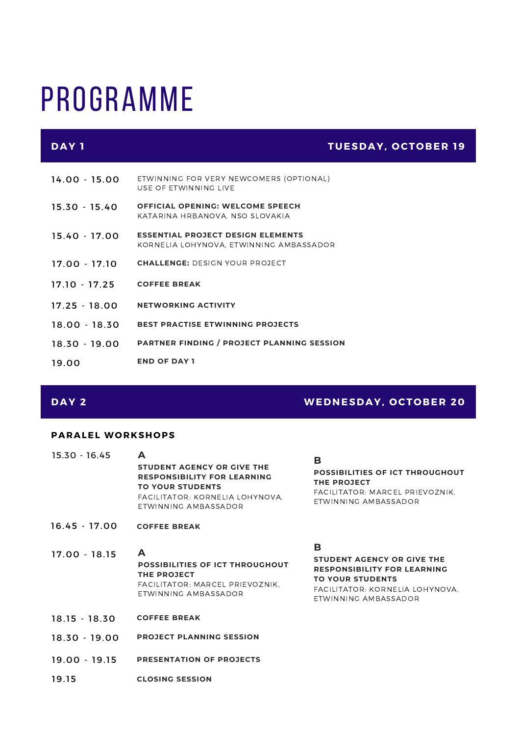# PROGRAMME

## DAY 1 — TUESDAY, OCTOBER 19

| | |
|---|---|
| 14.00 - 15.00 | ETWINNING FOR VERY NEWCOMERS (OPTIONAL)<br>USE OF ETWINNING LIVE |
| 15.30 - 15.40 | **OFFICIAL OPENING: WELCOME SPEECH**<br>KATARINA HRBANOVA, NSO SLOVAKIA |
| 15.40 - 17.00 | **ESSENTIAL PROJECT DESIGN ELEMENTS**<br>KORNELIA LOHYNOVA, ETWINNING AMBASSADOR |
| 17.00 - 17.10 | **CHALLENGE:** DESIGN YOUR PROJECT |
| 17.10 - 17.25 | **COFFEE BREAK** |
| 17.25 - 18.00 | **NETWORKING ACTIVITY** |
| 18.00 - 18.30 | **BEST PRACTISE ETWINNING PROJECTS** |
| 18.30 - 19.00 | **PARTNER FINDING / PROJECT PLANNING SESSION** |
| 19.00 | **END OF DAY 1** |

## DAY 2 — WEDNESDAY, OCTOBER 20

### PARALEL WORKSHOPS

| | A | B |
|---|---|---|
| 15.30 - 16.45 | **STUDENT AGENCY OR GIVE THE RESPONSIBILITY FOR LEARNING TO YOUR STUDENTS**<br>FACILITATOR: KORNELIA LOHYNOVA, ETWINNING AMBASSADOR | **POSSIBILITIES OF ICT THROUGHOUT THE PROJECT**<br>FACILITATOR: MARCEL PRIEVOZNIK, ETWINNING AMBASSADOR |
| 16.45 - 17.00 | **COFFEE BREAK** | |
| 17.00 - 18.15 | **POSSIBILITIES OF ICT THROUGHOUT THE PROJECT**<br>FACILITATOR: MARCEL PRIEVOZNIK, ETWINNING AMBASSADOR | **STUDENT AGENCY OR GIVE THE RESPONSIBILITY FOR LEARNING TO YOUR STUDENTS**<br>FACILITATOR: KORNELIA LOHYNOVA, ETWINNING AMBASSADOR |
| 18.15 - 18.30 | **COFFEE BREAK** | |
| 18.30 - 19.00 | **PROJECT PLANNING SESSION** | |
| 19.00 - 19.15 | **PRESENTATION OF PROJECTS** | |
| 19.15 | **CLOSING SESSION** | |